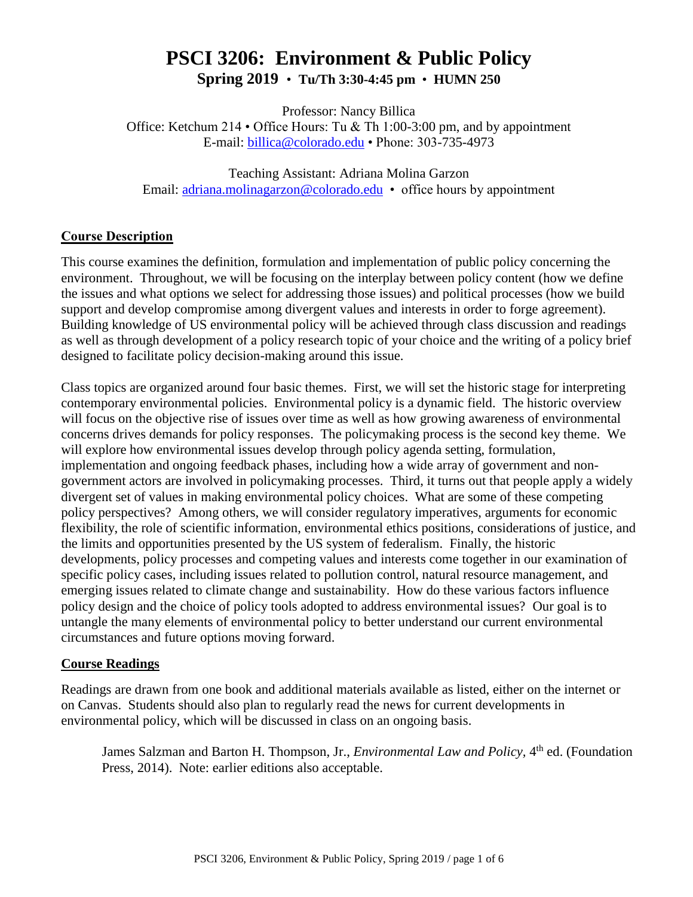# PSCI 3206: Environment & Public Policy

**Spring 2019 • Tu/Th 3:30-4:45 pm • HUMN 250**

Professor: Nancy Billica
Office: Ketchum 214 • Office Hours: Tu & Th 1:00-3:00 pm, and by appointment
E-mail: billica@colorado.edu • Phone: 303-735-4973

Teaching Assistant: Adriana Molina Garzon
Email: adriana.molinagarzon@colorado.edu • office hours by appointment

## Course Description

This course examines the definition, formulation and implementation of public policy concerning the environment. Throughout, we will be focusing on the interplay between policy content (how we define the issues and what options we select for addressing those issues) and political processes (how we build support and develop compromise among divergent values and interests in order to forge agreement). Building knowledge of US environmental policy will be achieved through class discussion and readings as well as through development of a policy research topic of your choice and the writing of a policy brief designed to facilitate policy decision-making around this issue.

Class topics are organized around four basic themes. First, we will set the historic stage for interpreting contemporary environmental policies. Environmental policy is a dynamic field. The historic overview will focus on the objective rise of issues over time as well as how growing awareness of environmental concerns drives demands for policy responses. The policymaking process is the second key theme. We will explore how environmental issues develop through policy agenda setting, formulation, implementation and ongoing feedback phases, including how a wide array of government and non-government actors are involved in policymaking processes. Third, it turns out that people apply a widely divergent set of values in making environmental policy choices. What are some of these competing policy perspectives? Among others, we will consider regulatory imperatives, arguments for economic flexibility, the role of scientific information, environmental ethics positions, considerations of justice, and the limits and opportunities presented by the US system of federalism. Finally, the historic developments, policy processes and competing values and interests come together in our examination of specific policy cases, including issues related to pollution control, natural resource management, and emerging issues related to climate change and sustainability. How do these various factors influence policy design and the choice of policy tools adopted to address environmental issues? Our goal is to untangle the many elements of environmental policy to better understand our current environmental circumstances and future options moving forward.

## Course Readings

Readings are drawn from one book and additional materials available as listed, either on the internet or on Canvas. Students should also plan to regularly read the news for current developments in environmental policy, which will be discussed in class on an ongoing basis.

> James Salzman and Barton H. Thompson, Jr., *Environmental Law and Policy*, 4th ed. (Foundation Press, 2014). Note: earlier editions also acceptable.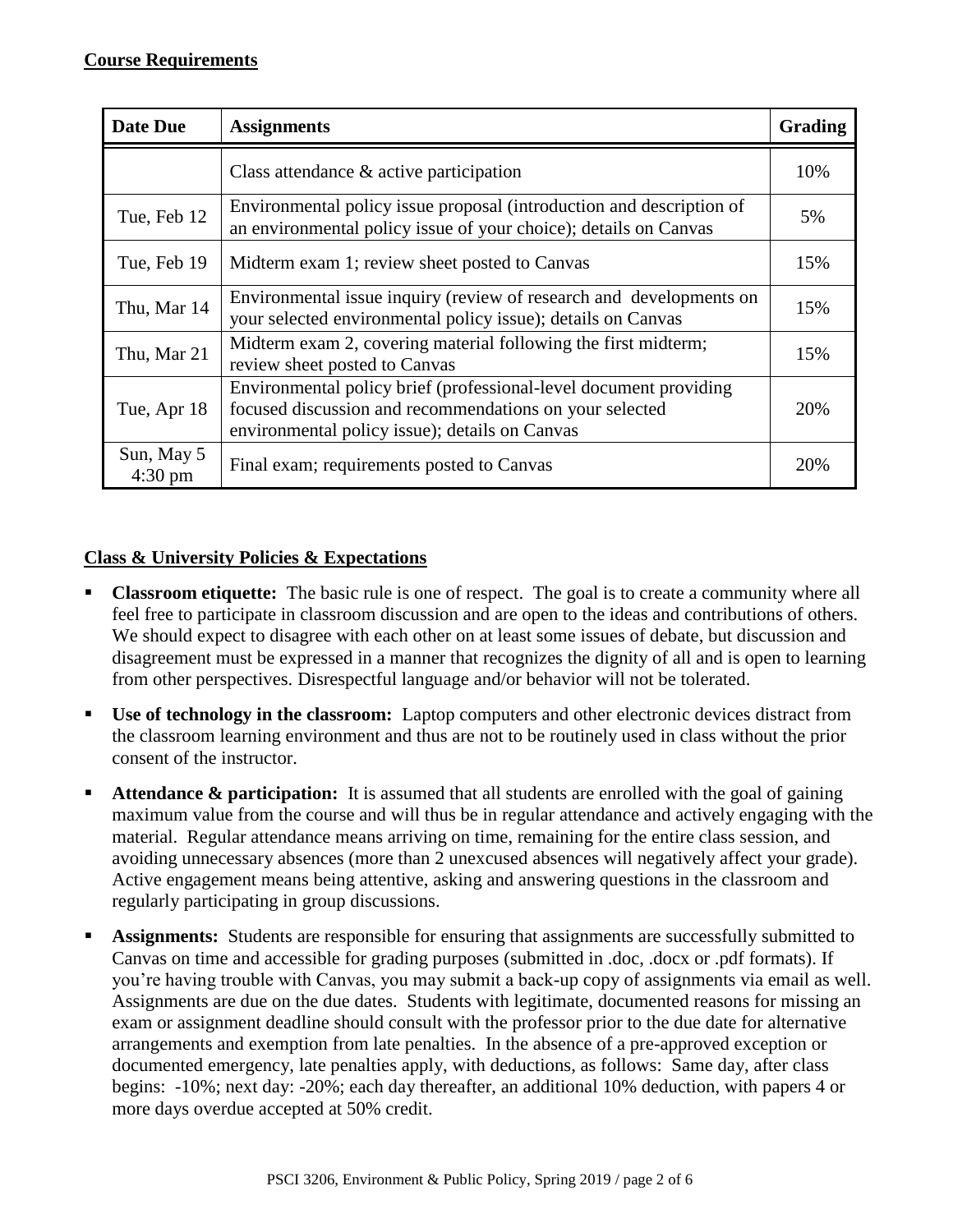## Course Requirements

| Date Due | Assignments | Grading |
| --- | --- | --- |
| | Class attendance & active participation | 10% |
| Tue, Feb 12 | Environmental policy issue proposal (introduction and description of an environmental policy issue of your choice); details on Canvas | 5% |
| Tue, Feb 19 | Midterm exam 1; review sheet posted to Canvas | 15% |
| Thu, Mar 14 | Environmental issue inquiry (review of research and developments on your selected environmental policy issue); details on Canvas | 15% |
| Thu, Mar 21 | Midterm exam 2, covering material following the first midterm; review sheet posted to Canvas | 15% |
| Tue, Apr 18 | Environmental policy brief (professional-level document providing focused discussion and recommendations on your selected environmental policy issue); details on Canvas | 20% |
| Sun, May 5 4:30 pm | Final exam; requirements posted to Canvas | 20% |

## Class & University Policies & Expectations

- **Classroom etiquette:** The basic rule is one of respect. The goal is to create a community where all feel free to participate in classroom discussion and are open to the ideas and contributions of others. We should expect to disagree with each other on at least some issues of debate, but discussion and disagreement must be expressed in a manner that recognizes the dignity of all and is open to learning from other perspectives. Disrespectful language and/or behavior will not be tolerated.
- **Use of technology in the classroom:** Laptop computers and other electronic devices distract from the classroom learning environment and thus are not to be routinely used in class without the prior consent of the instructor.
- **Attendance & participation:** It is assumed that all students are enrolled with the goal of gaining maximum value from the course and will thus be in regular attendance and actively engaging with the material. Regular attendance means arriving on time, remaining for the entire class session, and avoiding unnecessary absences (more than 2 unexcused absences will negatively affect your grade). Active engagement means being attentive, asking and answering questions in the classroom and regularly participating in group discussions.
- **Assignments:** Students are responsible for ensuring that assignments are successfully submitted to Canvas on time and accessible for grading purposes (submitted in .doc, .docx or .pdf formats). If you're having trouble with Canvas, you may submit a back-up copy of assignments via email as well. Assignments are due on the due dates. Students with legitimate, documented reasons for missing an exam or assignment deadline should consult with the professor prior to the due date for alternative arrangements and exemption from late penalties. In the absence of a pre-approved exception or documented emergency, late penalties apply, with deductions, as follows: Same day, after class begins: -10%; next day: -20%; each day thereafter, an additional 10% deduction, with papers 4 or more days overdue accepted at 50% credit.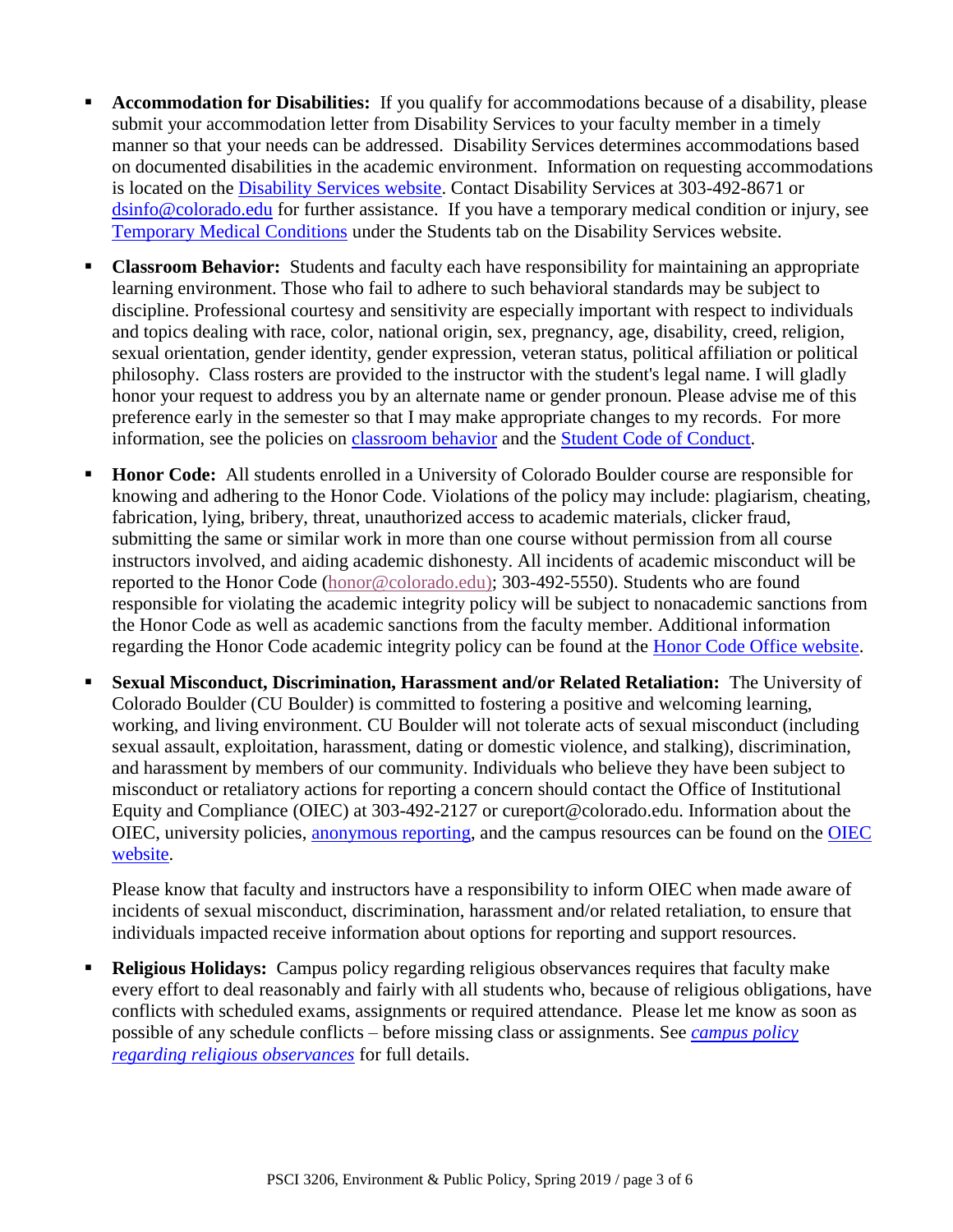- **Accommodation for Disabilities:** If you qualify for accommodations because of a disability, please submit your accommodation letter from Disability Services to your faculty member in a timely manner so that your needs can be addressed. Disability Services determines accommodations based on documented disabilities in the academic environment. Information on requesting accommodations is located on the Disability Services website. Contact Disability Services at 303-492-8671 or dsinfo@colorado.edu for further assistance. If you have a temporary medical condition or injury, see Temporary Medical Conditions under the Students tab on the Disability Services website.

- **Classroom Behavior:** Students and faculty each have responsibility for maintaining an appropriate learning environment. Those who fail to adhere to such behavioral standards may be subject to discipline. Professional courtesy and sensitivity are especially important with respect to individuals and topics dealing with race, color, national origin, sex, pregnancy, age, disability, creed, religion, sexual orientation, gender identity, gender expression, veteran status, political affiliation or political philosophy. Class rosters are provided to the instructor with the student's legal name. I will gladly honor your request to address you by an alternate name or gender pronoun. Please advise me of this preference early in the semester so that I may make appropriate changes to my records. For more information, see the policies on classroom behavior and the Student Code of Conduct.

- **Honor Code:** All students enrolled in a University of Colorado Boulder course are responsible for knowing and adhering to the Honor Code. Violations of the policy may include: plagiarism, cheating, fabrication, lying, bribery, threat, unauthorized access to academic materials, clicker fraud, submitting the same or similar work in more than one course without permission from all course instructors involved, and aiding academic dishonesty. All incidents of academic misconduct will be reported to the Honor Code (honor@colorado.edu); 303-492-5550). Students who are found responsible for violating the academic integrity policy will be subject to nonacademic sanctions from the Honor Code as well as academic sanctions from the faculty member. Additional information regarding the Honor Code academic integrity policy can be found at the Honor Code Office website.

- **Sexual Misconduct, Discrimination, Harassment and/or Related Retaliation:** The University of Colorado Boulder (CU Boulder) is committed to fostering a positive and welcoming learning, working, and living environment. CU Boulder will not tolerate acts of sexual misconduct (including sexual assault, exploitation, harassment, dating or domestic violence, and stalking), discrimination, and harassment by members of our community. Individuals who believe they have been subject to misconduct or retaliatory actions for reporting a concern should contact the Office of Institutional Equity and Compliance (OIEC) at 303-492-2127 or cureport@colorado.edu. Information about the OIEC, university policies, anonymous reporting, and the campus resources can be found on the OIEC website.

  Please know that faculty and instructors have a responsibility to inform OIEC when made aware of incidents of sexual misconduct, discrimination, harassment and/or related retaliation, to ensure that individuals impacted receive information about options for reporting and support resources.

- **Religious Holidays:** Campus policy regarding religious observances requires that faculty make every effort to deal reasonably and fairly with all students who, because of religious obligations, have conflicts with scheduled exams, assignments or required attendance. Please let me know as soon as possible of any schedule conflicts – before missing class or assignments. See *campus policy regarding religious observances* for full details.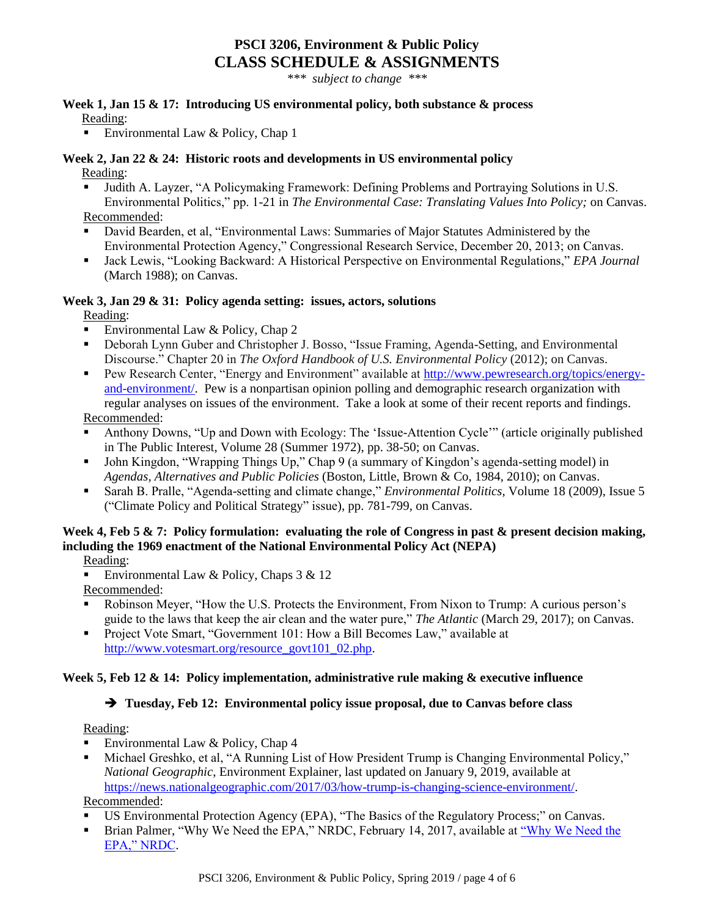# PSCI 3206, Environment & Public Policy
## CLASS SCHEDULE & ASSIGNMENTS

*\*\*\* subject to change \*\*\**

### Week 1, Jan 15 & 17: Introducing US environmental policy, both substance & process

Reading:

- Environmental Law & Policy, Chap 1

### Week 2, Jan 22 & 24: Historic roots and developments in US environmental policy

Reading:

- Judith A. Layzer, "A Policymaking Framework: Defining Problems and Portraying Solutions in U.S. Environmental Politics," pp. 1-21 in *The Environmental Case: Translating Values Into Policy;* on Canvas.

Recommended:

- David Bearden, et al, "Environmental Laws: Summaries of Major Statutes Administered by the Environmental Protection Agency," Congressional Research Service, December 20, 2013; on Canvas.
- Jack Lewis, "Looking Backward: A Historical Perspective on Environmental Regulations," *EPA Journal* (March 1988); on Canvas.

### Week 3, Jan 29 & 31: Policy agenda setting: issues, actors, solutions

Reading:

- Environmental Law & Policy, Chap 2
- Deborah Lynn Guber and Christopher J. Bosso, "Issue Framing, Agenda-Setting, and Environmental Discourse." Chapter 20 in *The Oxford Handbook of U.S. Environmental Policy* (2012); on Canvas.
- Pew Research Center, "Energy and Environment" available at http://www.pewresearch.org/topics/energy-and-environment/. Pew is a nonpartisan opinion polling and demographic research organization with regular analyses on issues of the environment. Take a look at some of their recent reports and findings.

Recommended:

- Anthony Downs, "Up and Down with Ecology: The 'Issue-Attention Cycle'" (article originally published in The Public Interest, Volume 28 (Summer 1972), pp. 38-50; on Canvas.
- John Kingdon, "Wrapping Things Up," Chap 9 (a summary of Kingdon's agenda-setting model) in *Agendas, Alternatives and Public Policies* (Boston, Little, Brown & Co, 1984, 2010); on Canvas.
- Sarah B. Pralle, "Agenda-setting and climate change," *Environmental Politics*, Volume 18 (2009), Issue 5 ("Climate Policy and Political Strategy" issue), pp. 781-799, on Canvas.

### Week 4, Feb 5 & 7: Policy formulation: evaluating the role of Congress in past & present decision making, including the 1969 enactment of the National Environmental Policy Act (NEPA)

Reading:

- Environmental Law & Policy, Chaps 3 & 12

Recommended:

- Robinson Meyer, "How the U.S. Protects the Environment, From Nixon to Trump: A curious person's guide to the laws that keep the air clean and the water pure," *The Atlantic* (March 29, 2017); on Canvas.
- Project Vote Smart, "Government 101: How a Bill Becomes Law," available at http://www.votesmart.org/resource_govt101_02.php.

### Week 5, Feb 12 & 14: Policy implementation, administrative rule making & executive influence

**➔ Tuesday, Feb 12: Environmental policy issue proposal, due to Canvas before class**

Reading:

- Environmental Law & Policy, Chap 4
- Michael Greshko, et al, "A Running List of How President Trump is Changing Environmental Policy," *National Geographic*, Environment Explainer, last updated on January 9, 2019, available at https://news.nationalgeographic.com/2017/03/how-trump-is-changing-science-environment/.

Recommended:

- US Environmental Protection Agency (EPA), "The Basics of the Regulatory Process;" on Canvas.
- Brian Palmer, "Why We Need the EPA," NRDC, February 14, 2017, available at "Why We Need the EPA," NRDC.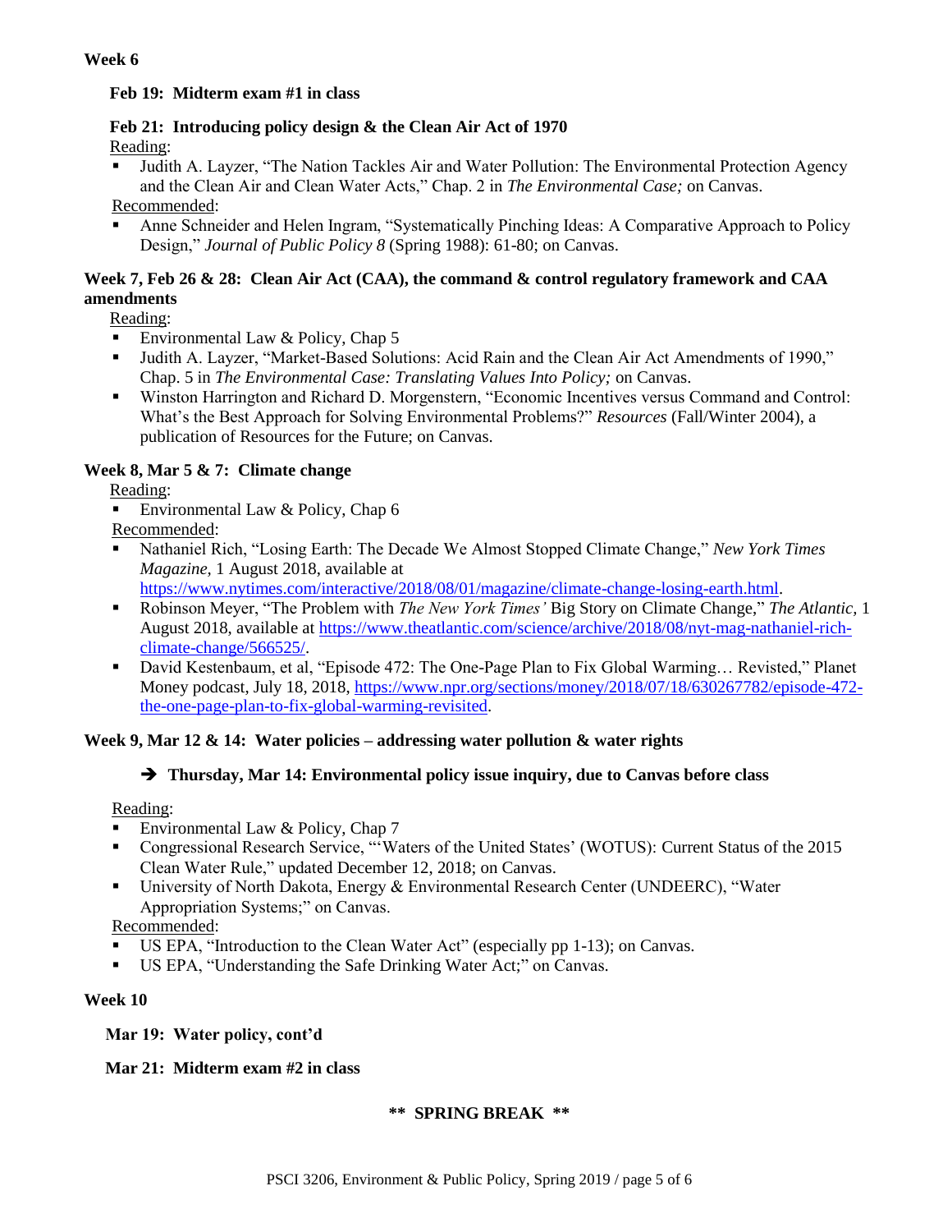**Week 6**

**Feb 19: Midterm exam #1 in class**

**Feb 21: Introducing policy design & the Clean Air Act of 1970**

Reading:

- Judith A. Layzer, "The Nation Tackles Air and Water Pollution: The Environmental Protection Agency and the Clean Air and Clean Water Acts," Chap. 2 in *The Environmental Case;* on Canvas.

Recommended:

- Anne Schneider and Helen Ingram, "Systematically Pinching Ideas: A Comparative Approach to Policy Design," *Journal of Public Policy 8* (Spring 1988): 61-80; on Canvas.

**Week 7, Feb 26 & 28: Clean Air Act (CAA), the command & control regulatory framework and CAA amendments**

Reading:

- Environmental Law & Policy, Chap 5
- Judith A. Layzer, "Market-Based Solutions: Acid Rain and the Clean Air Act Amendments of 1990," Chap. 5 in *The Environmental Case: Translating Values Into Policy;* on Canvas.
- Winston Harrington and Richard D. Morgenstern, "Economic Incentives versus Command and Control: What's the Best Approach for Solving Environmental Problems?" *Resources* (Fall/Winter 2004), a publication of Resources for the Future; on Canvas.

**Week 8, Mar 5 & 7: Climate change**

Reading:

- Environmental Law & Policy, Chap 6

Recommended:

- Nathaniel Rich, "Losing Earth: The Decade We Almost Stopped Climate Change," *New York Times Magazine,* 1 August 2018, available at https://www.nytimes.com/interactive/2018/08/01/magazine/climate-change-losing-earth.html.
- Robinson Meyer, "The Problem with *The New York Times'* Big Story on Climate Change," *The Atlantic,* 1 August 2018, available at https://www.theatlantic.com/science/archive/2018/08/nyt-mag-nathaniel-rich-climate-change/566525/.
- David Kestenbaum, et al, "Episode 472: The One-Page Plan to Fix Global Warming… Revisted," Planet Money podcast, July 18, 2018, https://www.npr.org/sections/money/2018/07/18/630267782/episode-472-the-one-page-plan-to-fix-global-warming-revisited.

**Week 9, Mar 12 & 14: Water policies – addressing water pollution & water rights**

➔ **Thursday, Mar 14: Environmental policy issue inquiry, due to Canvas before class**

Reading:

- Environmental Law & Policy, Chap 7
- Congressional Research Service, "'Waters of the United States' (WOTUS): Current Status of the 2015 Clean Water Rule," updated December 12, 2018; on Canvas.
- University of North Dakota, Energy & Environmental Research Center (UNDEERC), "Water Appropriation Systems;" on Canvas.

Recommended:

- US EPA, "Introduction to the Clean Water Act" (especially pp 1-13); on Canvas.
- US EPA, "Understanding the Safe Drinking Water Act;" on Canvas.

**Week 10**

**Mar 19: Water policy, cont'd**

**Mar 21: Midterm exam #2 in class**

**\*\* SPRING BREAK \*\***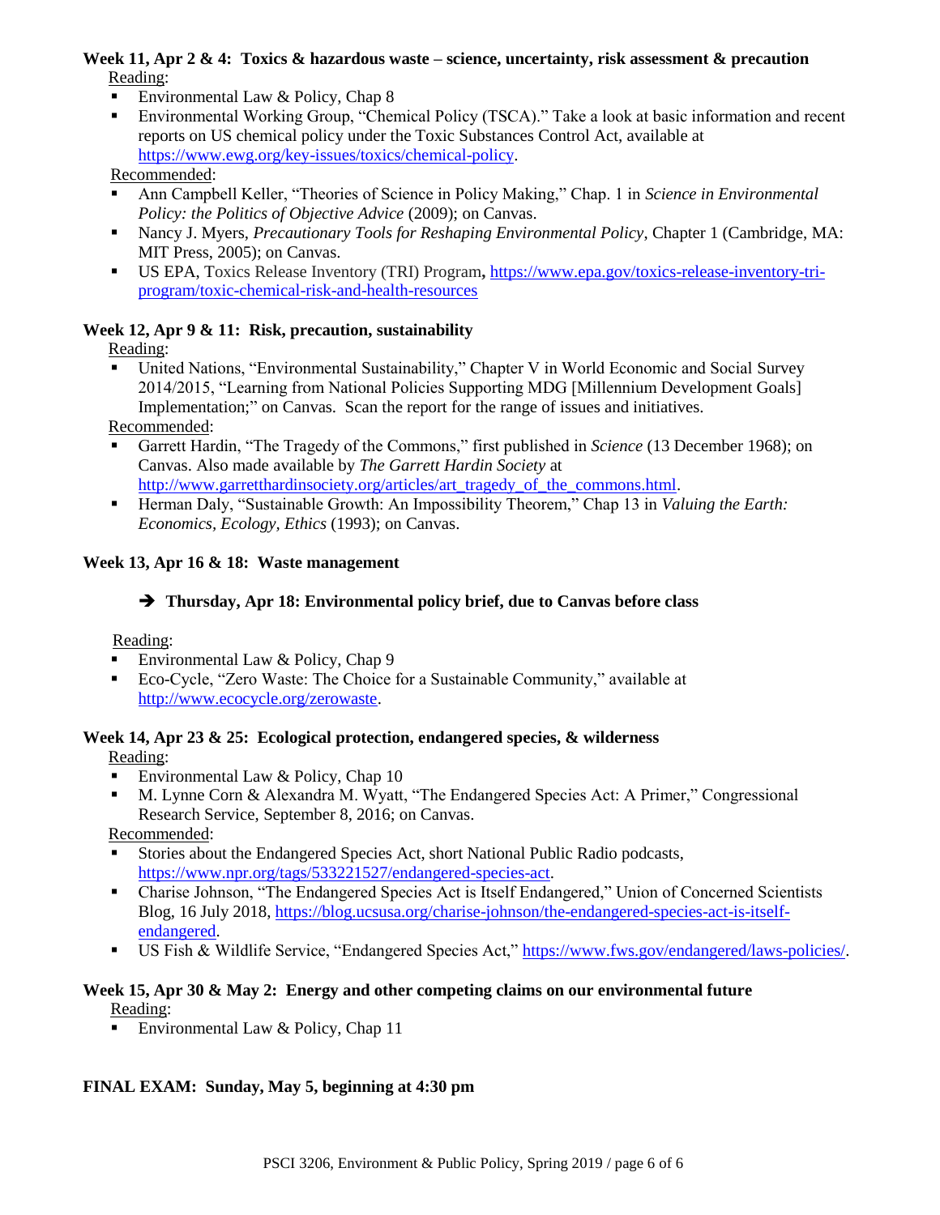**Week 11, Apr 2 & 4: Toxics & hazardous waste – science, uncertainty, risk assessment & precaution**

Reading:

- Environmental Law & Policy, Chap 8
- Environmental Working Group, "Chemical Policy (TSCA)." Take a look at basic information and recent reports on US chemical policy under the Toxic Substances Control Act, available at https://www.ewg.org/key-issues/toxics/chemical-policy.

Recommended:

- Ann Campbell Keller, "Theories of Science in Policy Making," Chap. 1 in *Science in Environmental Policy: the Politics of Objective Advice* (2009); on Canvas.
- Nancy J. Myers, *Precautionary Tools for Reshaping Environmental Policy*, Chapter 1 (Cambridge, MA: MIT Press, 2005); on Canvas.
- US EPA, Toxics Release Inventory (TRI) Program, https://www.epa.gov/toxics-release-inventory-tri-program/toxic-chemical-risk-and-health-resources

**Week 12, Apr 9 & 11: Risk, precaution, sustainability**

Reading:

- United Nations, "Environmental Sustainability," Chapter V in World Economic and Social Survey 2014/2015, "Learning from National Policies Supporting MDG [Millennium Development Goals] Implementation;" on Canvas. Scan the report for the range of issues and initiatives.

Recommended:

- Garrett Hardin, "The Tragedy of the Commons," first published in *Science* (13 December 1968); on Canvas. Also made available by *The Garrett Hardin Society* at http://www.garretthardinsociety.org/articles/art_tragedy_of_the_commons.html.
- Herman Daly, "Sustainable Growth: An Impossibility Theorem," Chap 13 in *Valuing the Earth: Economics, Ecology, Ethics* (1993); on Canvas.

**Week 13, Apr 16 & 18: Waste management**

➔ **Thursday, Apr 18: Environmental policy brief, due to Canvas before class**

Reading:

- Environmental Law & Policy, Chap 9
- Eco-Cycle, "Zero Waste: The Choice for a Sustainable Community," available at http://www.ecocycle.org/zerowaste.

**Week 14, Apr 23 & 25: Ecological protection, endangered species, & wilderness**

Reading:

- Environmental Law & Policy, Chap 10
- M. Lynne Corn & Alexandra M. Wyatt, "The Endangered Species Act: A Primer," Congressional Research Service, September 8, 2016; on Canvas.

Recommended:

- Stories about the Endangered Species Act, short National Public Radio podcasts, https://www.npr.org/tags/533221527/endangered-species-act.
- Charise Johnson, "The Endangered Species Act is Itself Endangered," Union of Concerned Scientists Blog, 16 July 2018, https://blog.ucsusa.org/charise-johnson/the-endangered-species-act-is-itself-endangered.
- US Fish & Wildlife Service, "Endangered Species Act," https://www.fws.gov/endangered/laws-policies/.

**Week 15, Apr 30 & May 2: Energy and other competing claims on our environmental future**

Reading:

- Environmental Law & Policy, Chap 11

**FINAL EXAM: Sunday, May 5, beginning at 4:30 pm**